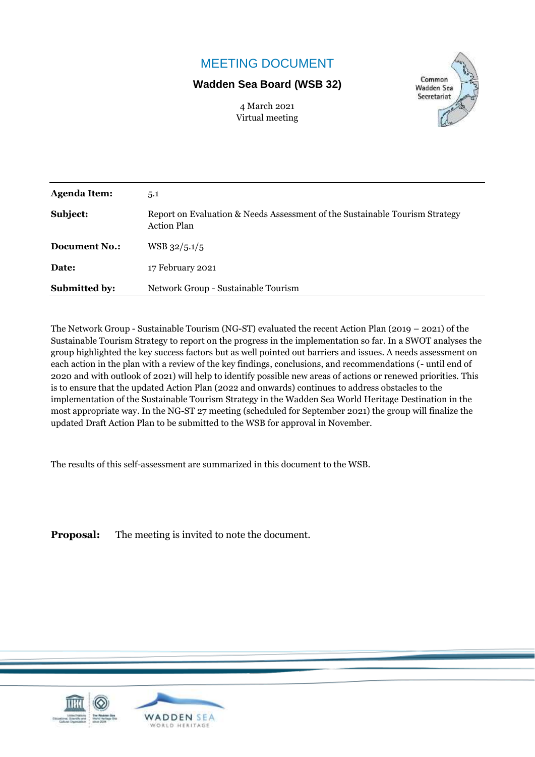# MEETING DOCUMENT

**Wadden Sea Board (WSB 32)**

4 March 2021
Virtual meeting

| | |
|---|---|
| **Agenda Item:** | 5.1 |
| **Subject:** | Report on Evaluation & Needs Assessment of the Sustainable Tourism Strategy Action Plan |
| **Document No.:** | WSB 32/5.1/5 |
| **Date:** | 17 February 2021 |
| **Submitted by:** | Network Group - Sustainable Tourism |

The Network Group - Sustainable Tourism (NG-ST) evaluated the recent Action Plan (2019 – 2021) of the Sustainable Tourism Strategy to report on the progress in the implementation so far. In a SWOT analyses the group highlighted the key success factors but as well pointed out barriers and issues. A needs assessment on each action in the plan with a review of the key findings, conclusions, and recommendations (- until end of 2020 and with outlook of 2021) will help to identify possible new areas of actions or renewed priorities. This is to ensure that the updated Action Plan (2022 and onwards) continues to address obstacles to the implementation of the Sustainable Tourism Strategy in the Wadden Sea World Heritage Destination in the most appropriate way. In the NG-ST 27 meeting (scheduled for September 2021) the group will finalize the updated Draft Action Plan to be submitted to the WSB for approval in November.

The results of this self-assessment are summarized in this document to the WSB.

**Proposal:** The meeting is invited to note the document.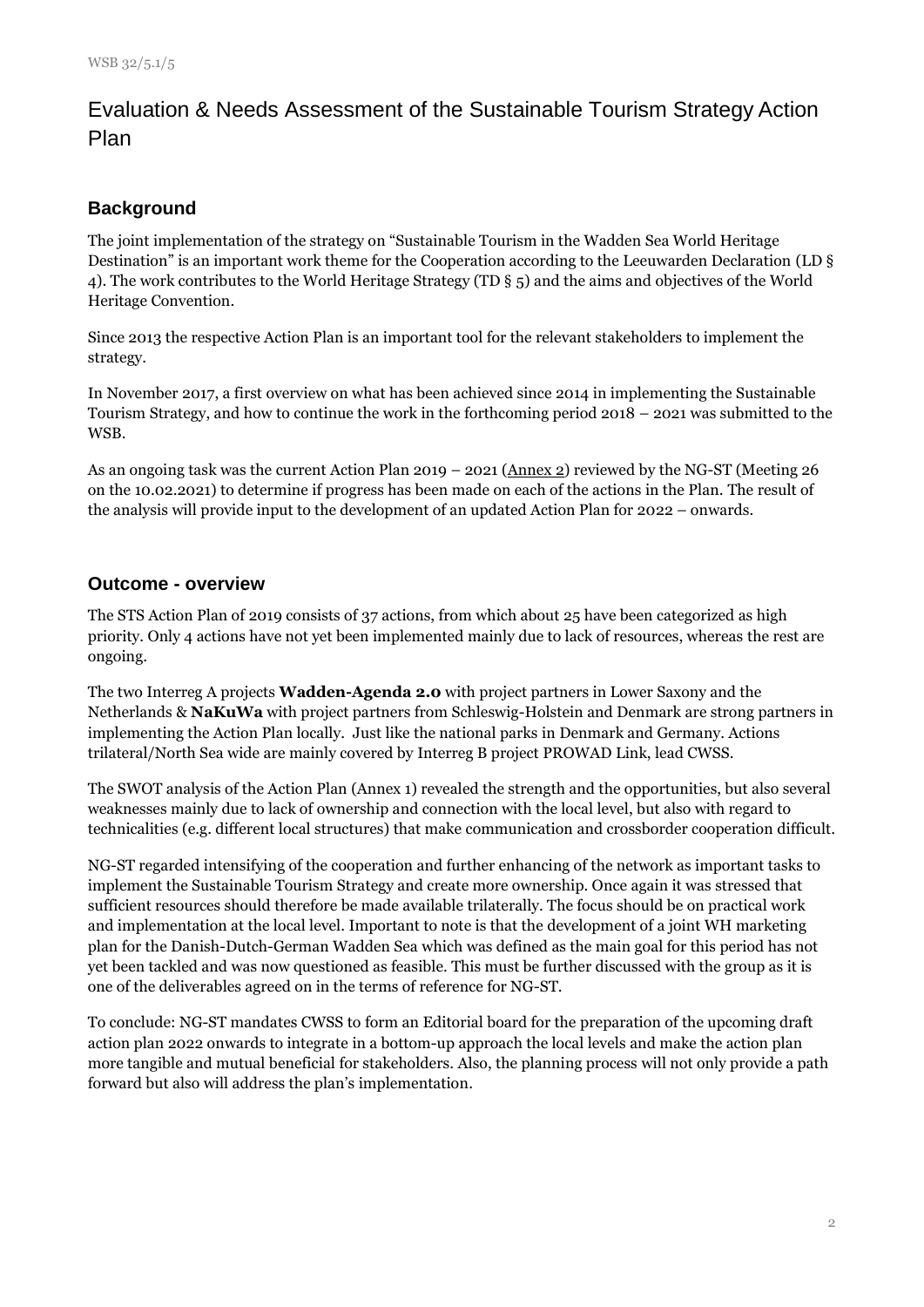# Evaluation & Needs Assessment of the Sustainable Tourism Strategy Action Plan

## Background

The joint implementation of the strategy on "Sustainable Tourism in the Wadden Sea World Heritage Destination" is an important work theme for the Cooperation according to the Leeuwarden Declaration (LD § 4). The work contributes to the World Heritage Strategy (TD § 5) and the aims and objectives of the World Heritage Convention.

Since 2013 the respective Action Plan is an important tool for the relevant stakeholders to implement the strategy.

In November 2017, a first overview on what has been achieved since 2014 in implementing the Sustainable Tourism Strategy, and how to continue the work in the forthcoming period 2018 – 2021 was submitted to the WSB.

As an ongoing task was the current Action Plan 2019 – 2021 (Annex 2) reviewed by the NG-ST (Meeting 26 on the 10.02.2021) to determine if progress has been made on each of the actions in the Plan. The result of the analysis will provide input to the development of an updated Action Plan for 2022 – onwards.

## Outcome - overview

The STS Action Plan of 2019 consists of 37 actions, from which about 25 have been categorized as high priority. Only 4 actions have not yet been implemented mainly due to lack of resources, whereas the rest are ongoing.

The two Interreg A projects **Wadden-Agenda 2.0** with project partners in Lower Saxony and the Netherlands & **NaKuWa** with project partners from Schleswig-Holstein and Denmark are strong partners in implementing the Action Plan locally. Just like the national parks in Denmark and Germany. Actions trilateral/North Sea wide are mainly covered by Interreg B project PROWAD Link, lead CWSS.

The SWOT analysis of the Action Plan (Annex 1) revealed the strength and the opportunities, but also several weaknesses mainly due to lack of ownership and connection with the local level, but also with regard to technicalities (e.g. different local structures) that make communication and crossborder cooperation difficult.

NG-ST regarded intensifying of the cooperation and further enhancing of the network as important tasks to implement the Sustainable Tourism Strategy and create more ownership. Once again it was stressed that sufficient resources should therefore be made available trilaterally. The focus should be on practical work and implementation at the local level. Important to note is that the development of a joint WH marketing plan for the Danish-Dutch-German Wadden Sea which was defined as the main goal for this period has not yet been tackled and was now questioned as feasible. This must be further discussed with the group as it is one of the deliverables agreed on in the terms of reference for NG-ST.

To conclude: NG-ST mandates CWSS to form an Editorial board for the preparation of the upcoming draft action plan 2022 onwards to integrate in a bottom-up approach the local levels and make the action plan more tangible and mutual beneficial for stakeholders. Also, the planning process will not only provide a path forward but also will address the plan's implementation.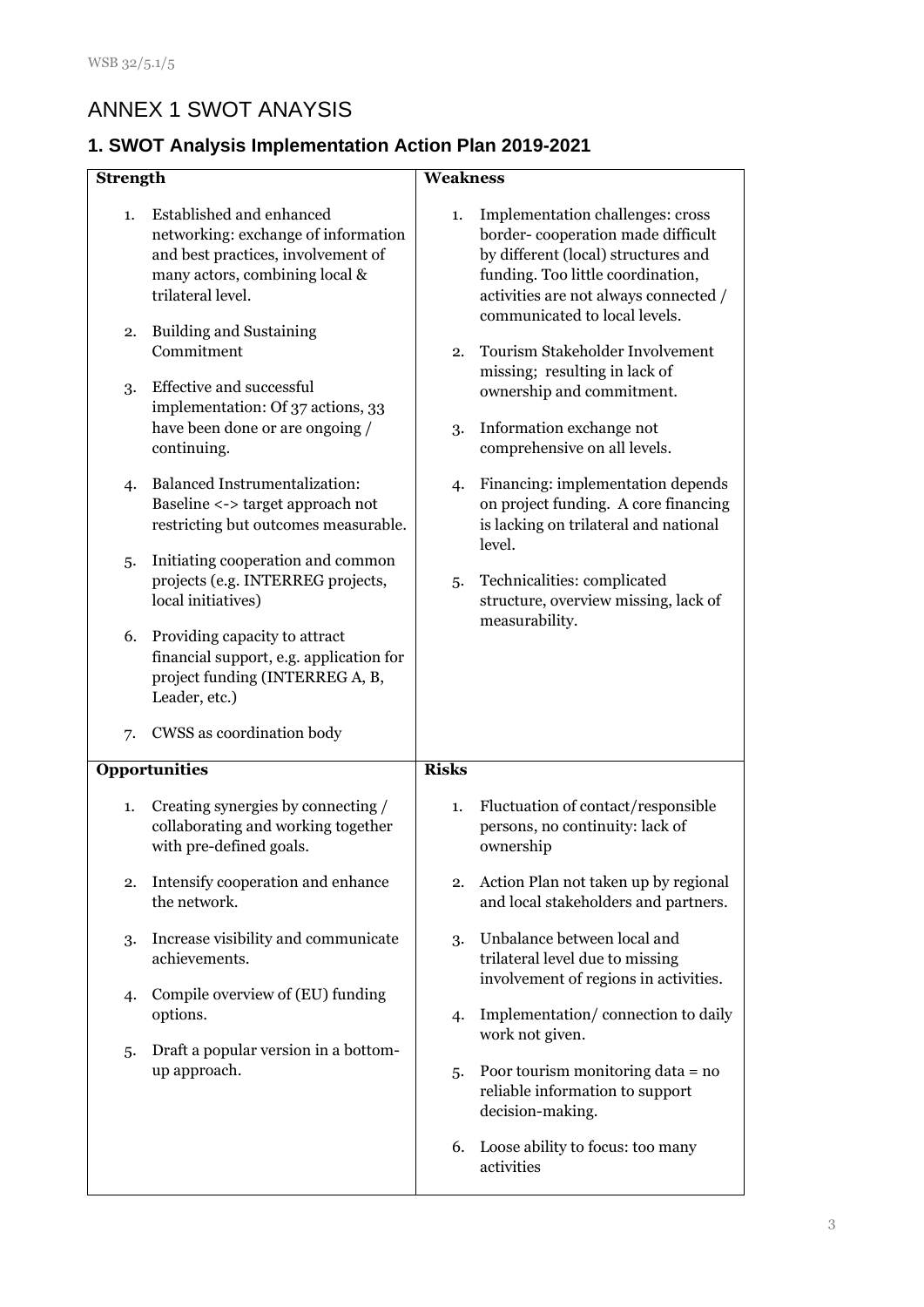# ANNEX 1 SWOT ANAYSIS

## 1. SWOT Analysis Implementation Action Plan 2019-2021

| **Strength** | **Weakness** |
|---|---|
| 1. Established and enhanced networking: exchange of information and best practices, involvement of many actors, combining local & trilateral level.<br><br>2. Building and Sustaining Commitment<br><br>3. Effective and successful implementation: Of 37 actions, 33 have been done or are ongoing / continuing.<br><br>4. Balanced Instrumentalization: Baseline <-> target approach not restricting but outcomes measurable.<br><br>5. Initiating cooperation and common projects (e.g. INTERREG projects, local initiatives)<br><br>6. Providing capacity to attract financial support, e.g. application for project funding (INTERREG A, B, Leader, etc.)<br><br>7. CWSS as coordination body | 1. Implementation challenges: cross border- cooperation made difficult by different (local) structures and funding. Too little coordination, activities are not always connected / communicated to local levels.<br><br>2. Tourism Stakeholder Involvement missing; resulting in lack of ownership and commitment.<br><br>3. Information exchange not comprehensive on all levels.<br><br>4. Financing: implementation depends on project funding. A core financing is lacking on trilateral and national level.<br><br>5. Technicalities: complicated structure, overview missing, lack of measurability. |
| **Opportunities** | **Risks** |
| 1. Creating synergies by connecting / collaborating and working together with pre-defined goals.<br><br>2. Intensify cooperation and enhance the network.<br><br>3. Increase visibility and communicate achievements.<br><br>4. Compile overview of (EU) funding options.<br><br>5. Draft a popular version in a bottom-up approach. | 1. Fluctuation of contact/responsible persons, no continuity: lack of ownership<br><br>2. Action Plan not taken up by regional and local stakeholders and partners.<br><br>3. Unbalance between local and trilateral level due to missing involvement of regions in activities.<br><br>4. Implementation/ connection to daily work not given.<br><br>5. Poor tourism monitoring data = no reliable information to support decision-making.<br><br>6. Loose ability to focus: too many activities |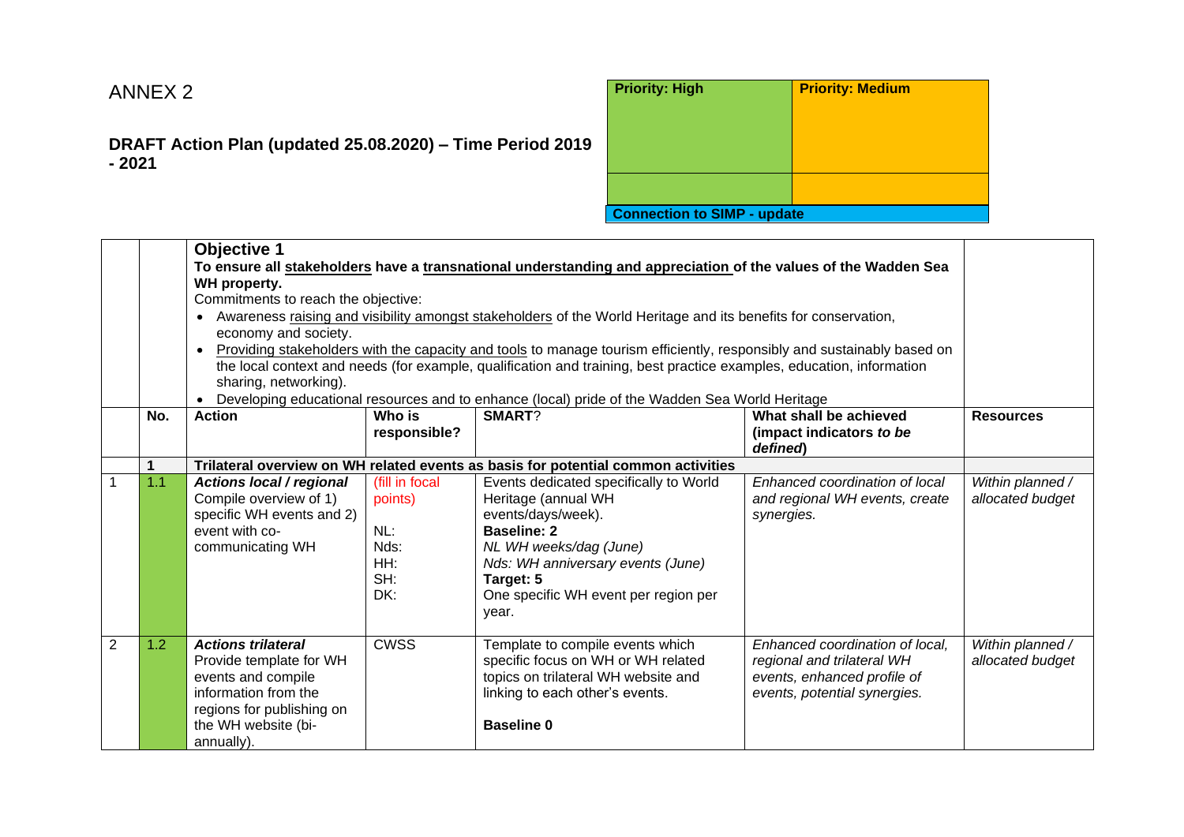# ANNEX 2

**DRAFT Action Plan (updated 25.08.2020) – Time Period 2019 - 2021**

| **Priority: High** | **Priority: Medium** |
|---|---|
| | |
| **Connection to SIMP - update** | |

| | | **Objective 1**<br>**To ensure all stakeholders have a transnational understanding and appreciation of the values of the Wadden Sea WH property.**<br>Commitments to reach the objective:<br>• Awareness raising and visibility amongst stakeholders of the World Heritage and its benefits for conservation, economy and society.<br>• Providing stakeholders with the capacity and tools to manage tourism efficiently, responsibly and sustainably based on the local context and needs (for example, qualification and training, best practice examples, education, information sharing, networking).<br>• Developing educational resources and to enhance (local) pride of the Wadden Sea World Heritage | | | | |
|---|---|---|---|---|---|---|
| | **No.** | **Action** | **Who is responsible?** | **SMART**? | **What shall be achieved (impact indicators *to be defined*)** | **Resources** |
| | **1** | **Trilateral overview on WH related events as basis for potential common activities** | | | | |
| 1 | 1.1 | ***Actions local / regional***<br>Compile overview of 1) specific WH events and 2) event with co-communicating WH | (fill in focal points)<br><br>NL:<br>Nds:<br>HH:<br>SH:<br>DK: | Events dedicated specifically to World Heritage (annual WH events/days/week).<br>**Baseline: 2**<br>*NL WH weeks/dag (June)*<br>*Nds: WH anniversary events (June)*<br>**Target: 5**<br>One specific WH event per region per year. | *Enhanced coordination of local and regional WH events, create synergies.* | *Within planned / allocated budget* |
| 2 | 1.2 | ***Actions trilateral***<br>Provide template for WH events and compile information from the regions for publishing on the WH website (bi-annually). | CWSS | Template to compile events which specific focus on WH or WH related topics on trilateral WH website and linking to each other's events.<br><br>**Baseline 0** | *Enhanced coordination of local, regional and trilateral WH events, enhanced profile of events, potential synergies.* | *Within planned / allocated budget* |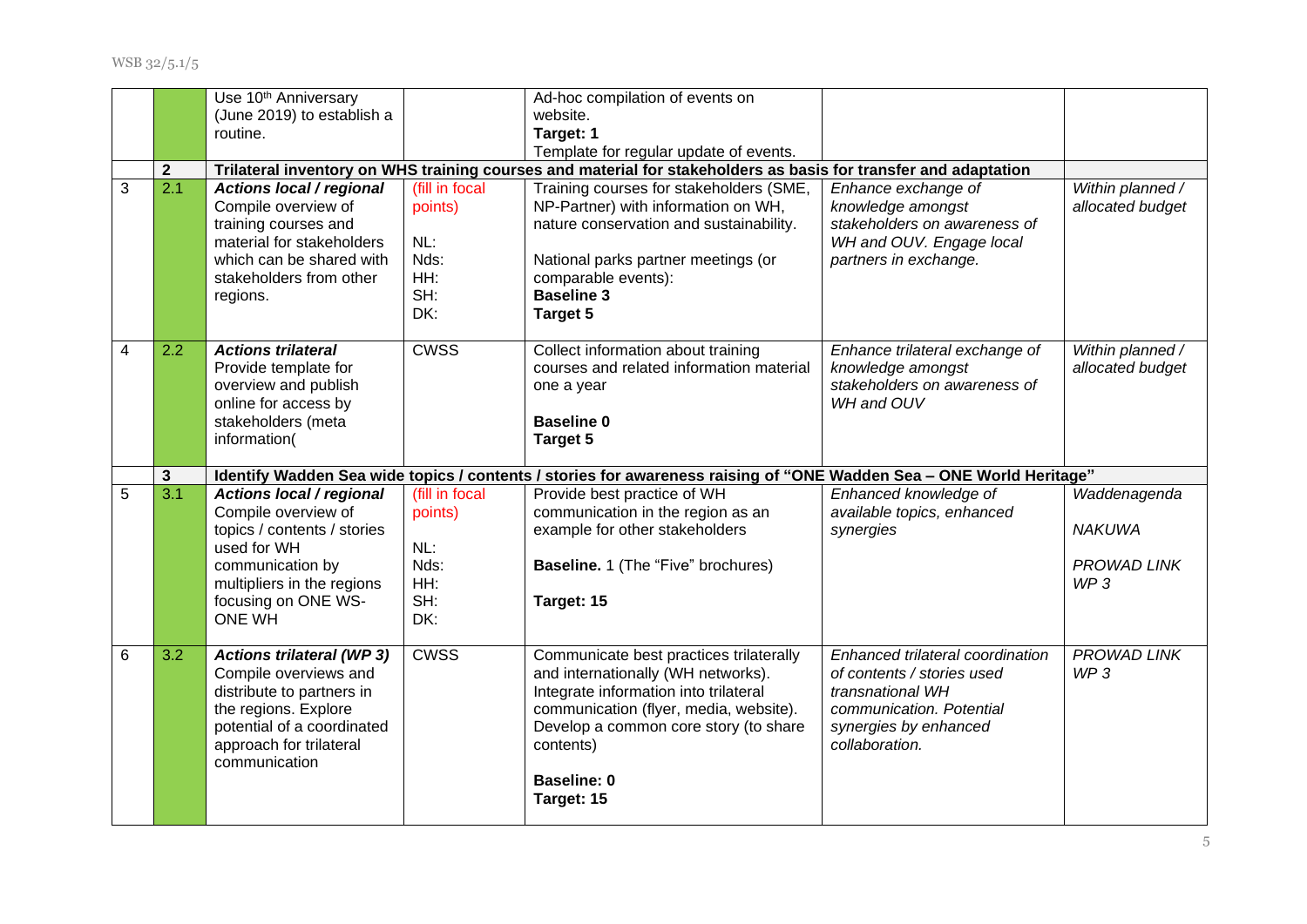| | | | | | | |
|---|---|---|---|---|---|---|
| | | Use 10th Anniversary (June 2019) to establish a routine. | | Ad-hoc compilation of events on website.<br>**Target: 1**<br>Template for regular update of events. | | |
| | **2** | **Trilateral inventory on WHS training courses and material for stakeholders as basis for transfer and adaptation** | | | | |
| 3 | 2.1 | ***Actions local / regional***<br>Compile overview of training courses and material for stakeholders which can be shared with stakeholders from other regions. | (fill in focal points)<br><br>NL:<br>Nds:<br>HH:<br>SH:<br>DK: | Training courses for stakeholders (SME, NP-Partner) with information on WH, nature conservation and sustainability.<br><br>National parks partner meetings (or comparable events):<br>**Baseline 3**<br>**Target 5** | *Enhance exchange of knowledge amongst stakeholders on awareness of WH and OUV. Engage local partners in exchange.* | *Within planned / allocated budget* |
| 4 | 2.2 | ***Actions trilateral***<br>Provide template for overview and publish online for access by stakeholders (meta information( | CWSS | Collect information about training courses and related information material one a year<br><br>**Baseline 0**<br>**Target 5** | *Enhance trilateral exchange of knowledge amongst stakeholders on awareness of WH and OUV* | *Within planned / allocated budget* |
| | **3** | **Identify Wadden Sea wide topics / contents / stories for awareness raising of "ONE Wadden Sea – ONE World Heritage"** | | | | |
| 5 | 3.1 | ***Actions local / regional***<br>Compile overview of topics / contents / stories used for WH communication by multipliers in the regions focusing on ONE WS-ONE WH | (fill in focal points)<br><br>NL:<br>Nds:<br>HH:<br>SH:<br>DK: | Provide best practice of WH communication in the region as an example for other stakeholders<br><br>**Baseline.** 1 (The "Five" brochures)<br><br>**Target: 15** | *Enhanced knowledge of available topics, enhanced synergies* | *Waddenagenda*<br><br>*NAKUWA*<br><br>*PROWAD LINK WP 3* |
| 6 | 3.2 | ***Actions trilateral (WP 3)***<br>Compile overviews and distribute to partners in the regions. Explore potential of a coordinated approach for trilateral communication | CWSS | Communicate best practices trilaterally and internationally (WH networks). Integrate information into trilateral communication (flyer, media, website). Develop a common core story (to share contents)<br><br>**Baseline: 0**<br>**Target: 15** | *Enhanced trilateral coordination of contents / stories used transnational WH communication. Potential synergies by enhanced collaboration.* | *PROWAD LINK WP 3* |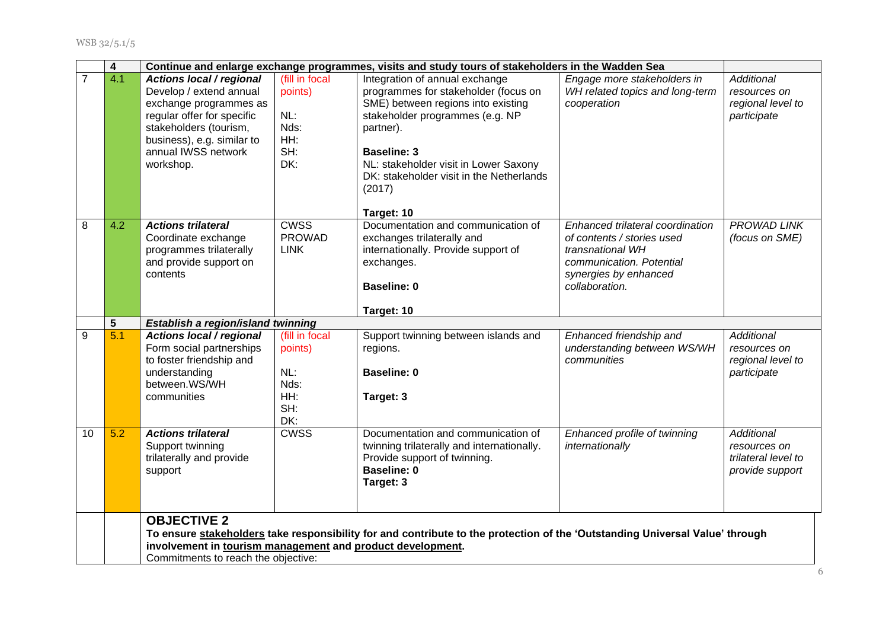| | | | | | | |
|---|---|---|---|---|---|---|
| | **4** | **Continue and enlarge exchange programmes, visits and study tours of stakeholders in the Wadden Sea** | | | | |
| 7 | 4.1 | ***Actions local / regional***<br>Develop / extend annual exchange programmes as regular offer for specific stakeholders (tourism, business), e.g. similar to annual IWSS network workshop. | (fill in focal points)<br><br>NL:<br>Nds:<br>HH:<br>SH:<br>DK: | Integration of annual exchange programmes for stakeholder (focus on SME) between regions into existing stakeholder programmes (e.g. NP partner).<br><br>**Baseline: 3**<br>NL: stakeholder visit in Lower Saxony<br>DK: stakeholder visit in the Netherlands (2017)<br><br>**Target: 10** | *Engage more stakeholders in WH related topics and long-term cooperation* | *Additional resources on regional level to participate* |
| 8 | 4.2 | ***Actions trilateral***<br>Coordinate exchange programmes trilaterally and provide support on contents | CWSS<br>PROWAD LINK | Documentation and communication of exchanges trilaterally and internationally. Provide support of exchanges.<br><br>**Baseline: 0**<br><br>**Target: 10** | *Enhanced trilateral coordination of contents / stories used transnational WH communication. Potential synergies by enhanced collaboration.* | *PROWAD LINK (focus on SME)* |
| | **5** | ***Establish a region/island twinning*** | | | | |
| 9 | 5.1 | ***Actions local / regional***<br>Form social partnerships to foster friendship and understanding between.WS/WH communities | (fill in focal points)<br><br>NL:<br>Nds:<br>HH:<br>SH:<br>DK: | Support twinning between islands and regions.<br><br>**Baseline: 0**<br><br>**Target: 3** | *Enhanced friendship and understanding between WS/WH communities* | *Additional resources on regional level to participate* |
| 10 | 5.2 | ***Actions trilateral***<br>Support twinning trilaterally and provide support | CWSS | Documentation and communication of twinning trilaterally and internationally. Provide support of twinning.<br>**Baseline: 0**<br>**Target: 3** | *Enhanced profile of twinning internationally* | *Additional resources on trilateral level to provide support* |
| | | **OBJECTIVE 2**<br>**To ensure stakeholders take responsibility for and contribute to the protection of the 'Outstanding Universal Value' through involvement in tourism management and product development.**<br>Commitments to reach the objective: | | | | |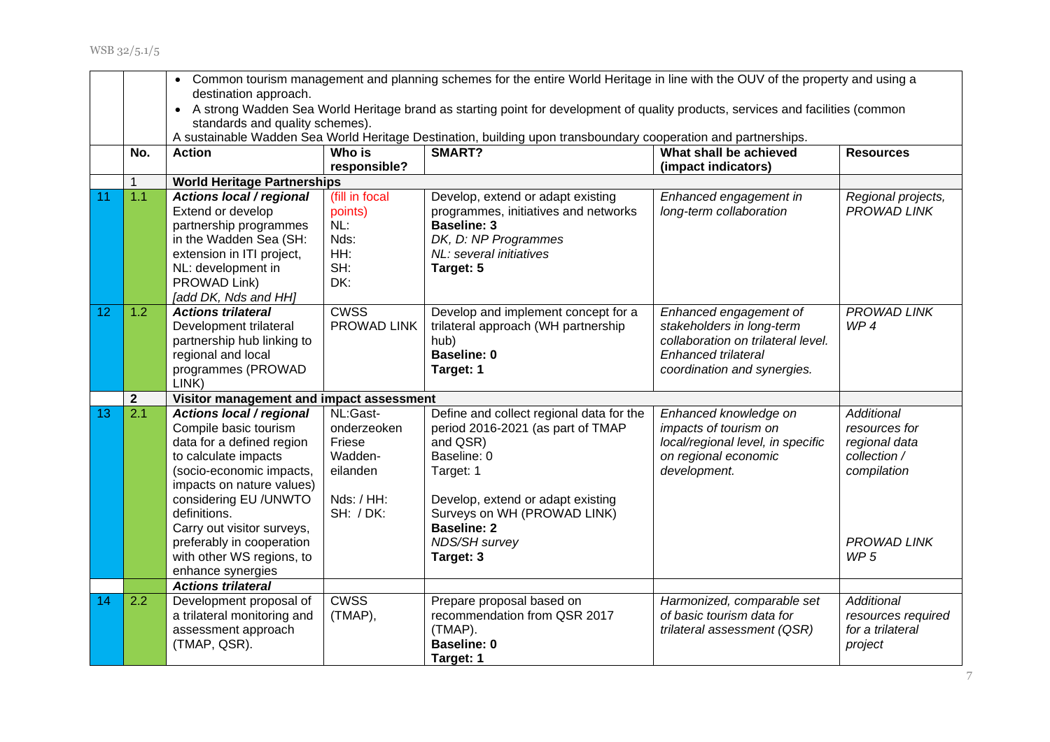| | | • Common tourism management and planning schemes for the entire World Heritage in line with the OUV of the property and using a destination approach.<br>• A strong Wadden Sea World Heritage brand as starting point for development of quality products, services and facilities (common standards and quality schemes).<br>A sustainable Wadden Sea World Heritage Destination, building upon transboundary cooperation and partnerships. | | | | |
|---|---|---|---|---|---|---|
| | **No.** | **Action** | **Who is responsible?** | **SMART?** | **What shall be achieved (impact indicators)** | **Resources** |
| | 1 | **World Heritage Partnerships** | | | | |
| 11 | 1.1 | ***Actions local / regional***<br>Extend or develop partnership programmes in the Wadden Sea (SH: extension in ITI project, NL: development in PROWAD Link)<br>*[add DK, Nds and HH]* | (fill in focal points)<br>NL:<br>Nds:<br>HH:<br>SH:<br>DK: | Develop, extend or adapt existing programmes, initiatives and networks<br>**Baseline: 3**<br>*DK, D: NP Programmes*<br>*NL: several initiatives*<br>**Target: 5** | *Enhanced engagement in long-term collaboration* | *Regional projects, PROWAD LINK* |
| 12 | 1.2 | ***Actions trilateral***<br>Development trilateral partnership hub linking to regional and local programmes (PROWAD LINK) | CWSS<br>PROWAD LINK | Develop and implement concept for a trilateral approach (WH partnership hub)<br>**Baseline: 0**<br>**Target: 1** | *Enhanced engagement of stakeholders in long-term collaboration on trilateral level. Enhanced trilateral coordination and synergies.* | *PROWAD LINK WP 4* |
| | **2** | **Visitor management and impact assessment** | | | | |
| 13 | 2.1 | ***Actions local / regional***<br>Compile basic tourism data for a defined region to calculate impacts (socio-economic impacts, impacts on nature values) considering EU /UNWTO definitions.<br>Carry out visitor surveys, preferably in cooperation with other WS regions, to enhance synergies | NL:Gast-onderzoeken Friese Wadden-eilanden<br><br>Nds: / HH:<br>SH: / DK: | Define and collect regional data for the period 2016-2021 (as part of TMAP and QSR)<br>Baseline: 0<br>Target: 1<br><br>Develop, extend or adapt existing Surveys on WH (PROWAD LINK)<br>**Baseline: 2**<br>*NDS/SH survey*<br>**Target: 3** | *Enhanced knowledge on impacts of tourism on local/regional level, in specific on regional economic development.* | *Additional resources for regional data collection / compilation*<br><br>*PROWAD LINK WP 5* |
| | | ***Actions trilateral*** | | | | |
| 14 | 2.2 | Development proposal of a trilateral monitoring and assessment approach (TMAP, QSR). | CWSS<br>(TMAP), | Prepare proposal based on recommendation from QSR 2017 (TMAP).<br>**Baseline: 0**<br>**Target: 1** | *Harmonized, comparable set of basic tourism data for trilateral assessment (QSR)* | *Additional resources required for a trilateral project* |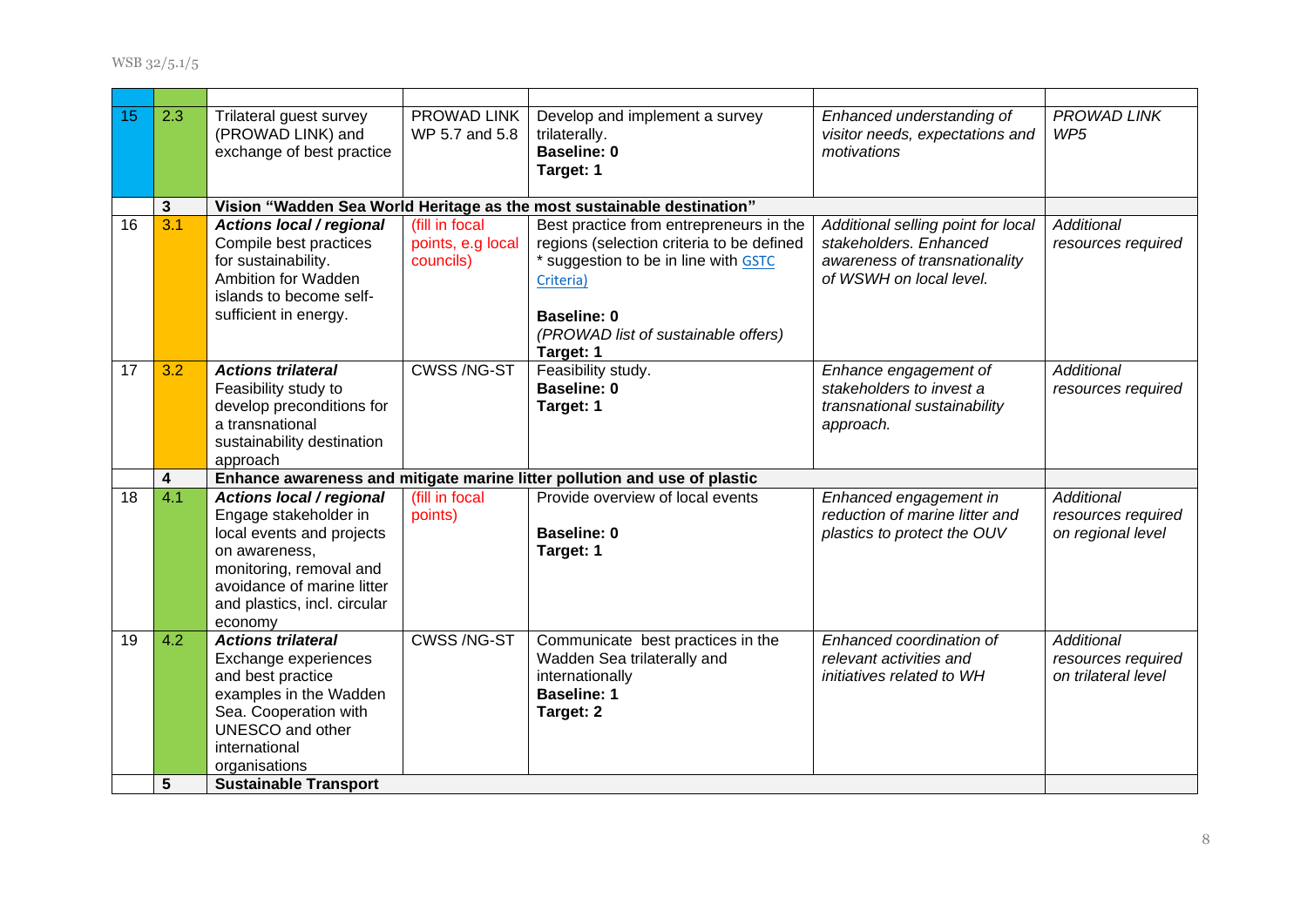| | | | | | | |
|---|---|---|---|---|---|---|
| 15 | 2.3 | Trilateral guest survey (PROWAD LINK) and exchange of best practice | PROWAD LINK WP 5.7 and 5.8 | Develop and implement a survey trilaterally.<br>**Baseline: 0**<br>**Target: 1** | *Enhanced understanding of visitor needs, expectations and motivations* | *PROWAD LINK WP5* |
| | **3** | **Vision "Wadden Sea World Heritage as the most sustainable destination"** | | | | |
| 16 | 3.1 | ***Actions local / regional***<br>Compile best practices for sustainability.<br>Ambition for Wadden islands to become self-sufficient in energy. | (fill in focal points, e.g local councils) | Best practice from entrepreneurs in the regions (selection criteria to be defined * suggestion to be in line with GSTC Criteria)<br>**Baseline: 0**<br>*(PROWAD list of sustainable offers)*<br>**Target: 1** | *Additional selling point for local stakeholders. Enhanced awareness of transnationality of WSWH on local level.* | *Additional resources required* |
| 17 | 3.2 | ***Actions trilateral***<br>Feasibility study to develop preconditions for a transnational sustainability destination approach | CWSS /NG-ST | Feasibility study.<br>**Baseline: 0**<br>**Target: 1** | *Enhance engagement of stakeholders to invest a transnational sustainability approach.* | *Additional resources required* |
| | **4** | **Enhance awareness and mitigate marine litter pollution and use of plastic** | | | | |
| 18 | 4.1 | ***Actions local / regional***<br>Engage stakeholder in local events and projects on awareness, monitoring, removal and avoidance of marine litter and plastics, incl. circular economy | (fill in focal points) | Provide overview of local events<br>**Baseline: 0**<br>**Target: 1** | *Enhanced engagement in reduction of marine litter and plastics to protect the OUV* | *Additional resources required on regional level* |
| 19 | 4.2 | ***Actions trilateral***<br>Exchange experiences and best practice examples in the Wadden Sea. Cooperation with UNESCO and other international organisations | CWSS /NG-ST | Communicate best practices in the Wadden Sea trilaterally and internationally<br>**Baseline: 1**<br>**Target: 2** | *Enhanced coordination of relevant activities and initiatives related to WH* | *Additional resources required on trilateral level* |
| | **5** | **Sustainable Transport** | | | | |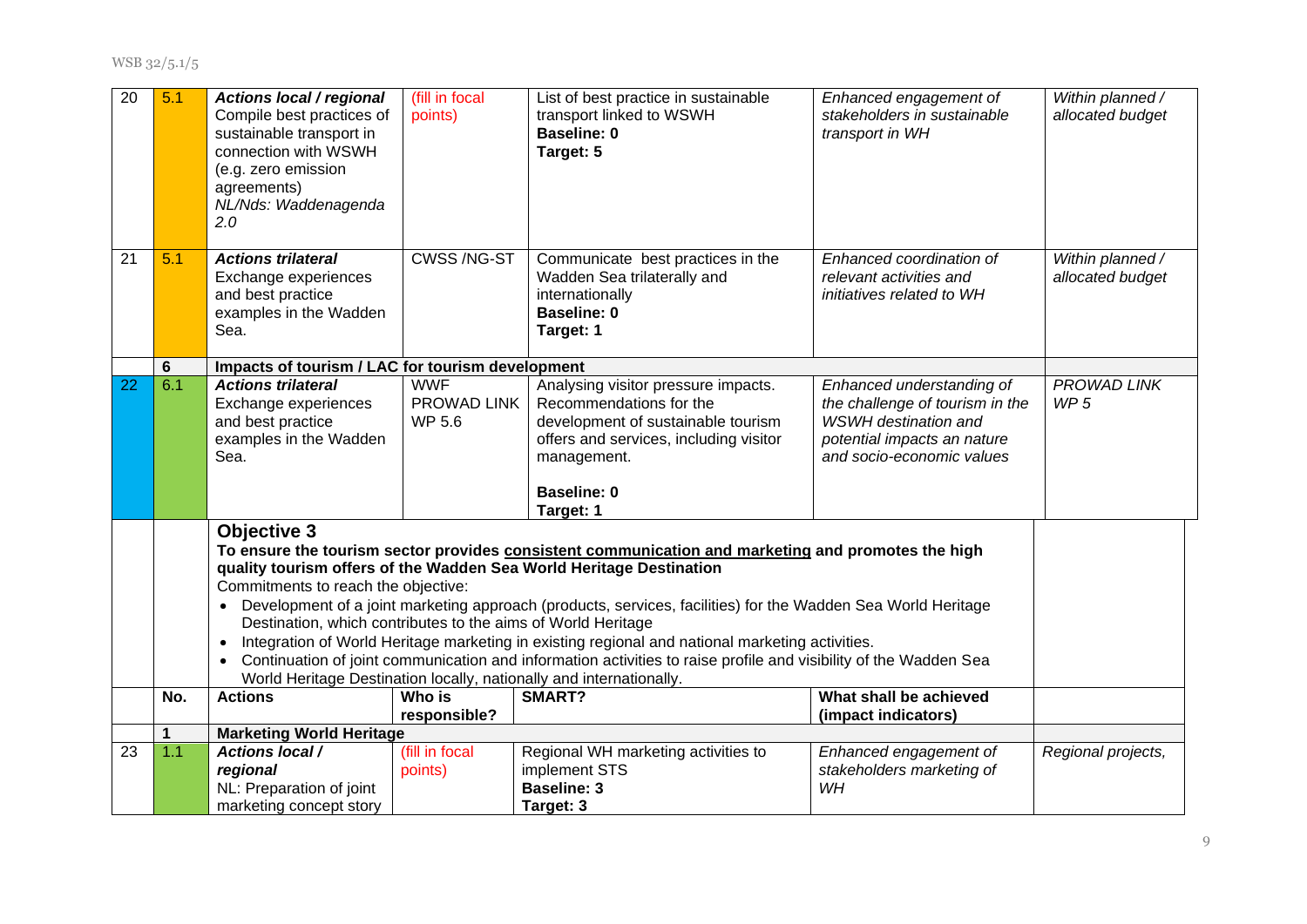| | | | | | | |
|---|---|---|---|---|---|---|
| 20 | 5.1 | ***Actions local / regional*** Compile best practices of sustainable transport in connection with WSWH (e.g. zero emission agreements) *NL/Nds: Waddenagenda 2.0* | (fill in focal points) | List of best practice in sustainable transport linked to WSWH **Baseline: 0** **Target: 5** | *Enhanced engagement of stakeholders in sustainable transport in WH* | *Within planned / allocated budget* |
| 21 | 5.1 | ***Actions trilateral*** Exchange experiences and best practice examples in the Wadden Sea. | CWSS /NG-ST | Communicate best practices in the Wadden Sea trilaterally and internationally **Baseline: 0** **Target: 1** | *Enhanced coordination of relevant activities and initiatives related to WH* | *Within planned / allocated budget* |
| | **6** | **Impacts of tourism / LAC for tourism development** | | | | |
| 22 | 6.1 | ***Actions trilateral*** Exchange experiences and best practice examples in the Wadden Sea. | WWF PROWAD LINK WP 5.6 | Analysing visitor pressure impacts. Recommendations for the development of sustainable tourism offers and services, including visitor management. **Baseline: 0** **Target: 1** | *Enhanced understanding of the challenge of tourism in the WSWH destination and potential impacts an nature and socio-economic values* | *PROWAD LINK WP 5* |

**Objective 3**

**To ensure the tourism sector provides <u>consistent communication and marketing</u> and promotes the high quality tourism offers of the Wadden Sea World Heritage Destination**

Commitments to reach the objective:

- Development of a joint marketing approach (products, services, facilities) for the Wadden Sea World Heritage Destination, which contributes to the aims of World Heritage
- Integration of World Heritage marketing in existing regional and national marketing activities.
- Continuation of joint communication and information activities to raise profile and visibility of the Wadden Sea World Heritage Destination locally, nationally and internationally.

| | No. | Actions | Who is responsible? | SMART? | What shall be achieved (impact indicators) | |
|---|---|---|---|---|---|---|
| | **1** | **Marketing World Heritage** | | | | |
| 23 | 1.1 | ***Actions local / regional*** NL: Preparation of joint marketing concept story | (fill in focal points) | Regional WH marketing activities to implement STS **Baseline: 3** **Target: 3** | *Enhanced engagement of stakeholders marketing of WH* | *Regional projects,* |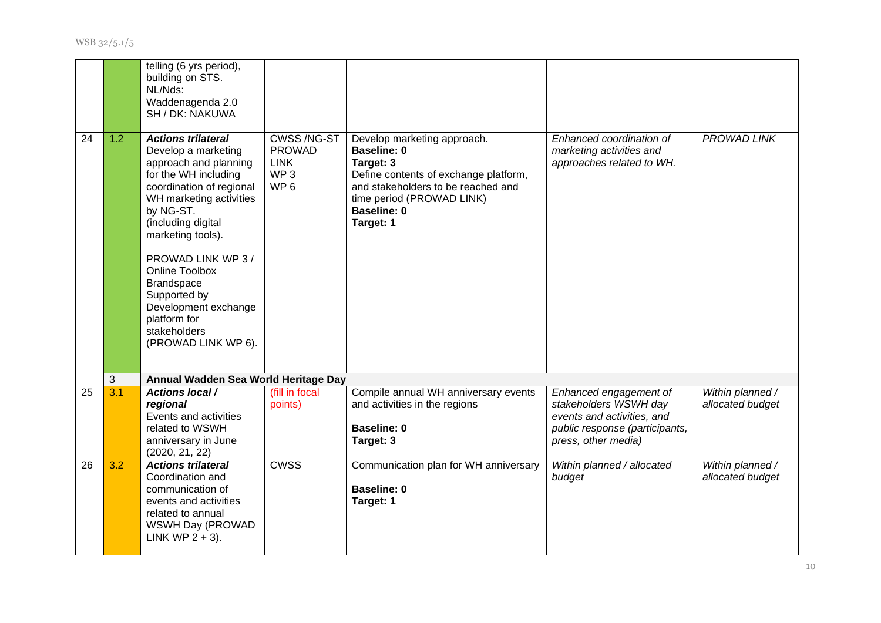| | | | | | | |
|---|---|---|---|---|---|---|
| | | telling (6 yrs period), building on STS.<br>NL/Nds:<br>Waddenagenda 2.0<br>SH / DK: NAKUWA | | | | |
| 24 | 1.2 | ***Actions trilateral***<br>Develop a marketing approach and planning for the WH including coordination of regional WH marketing activities by NG-ST.<br>(including digital marketing tools).<br><br>PROWAD LINK WP 3 / Online Toolbox Brandspace<br>Supported by Development exchange platform for stakeholders (PROWAD LINK WP 6). | CWSS /NG-ST<br>PROWAD LINK<br>WP 3<br>WP 6 | Develop marketing approach.<br>**Baseline: 0**<br>**Target: 3**<br>Define contents of exchange platform, and stakeholders to be reached and time period (PROWAD LINK)<br>**Baseline: 0**<br>**Target: 1** | *Enhanced coordination of marketing activities and approaches related to WH.* | *PROWAD LINK* |
| | 3 | **Annual Wadden Sea World Heritage Day** | | | | |
| 25 | 3.1 | ***Actions local / regional***<br>Events and activities related to WSWH anniversary in June (2020, 21, 22) | (fill in focal points) | Compile annual WH anniversary events and activities in the regions<br><br>**Baseline: 0**<br>**Target: 3** | *Enhanced engagement of stakeholders WSWH day events and activities, and public response (participants, press, other media)* | *Within planned / allocated budget* |
| 26 | 3.2 | ***Actions trilateral***<br>Coordination and communication of events and activities related to annual WSWH Day (PROWAD LINK WP 2 + 3). | CWSS | Communication plan for WH anniversary<br><br>**Baseline: 0**<br>**Target: 1** | *Within planned / allocated budget* | *Within planned / allocated budget* |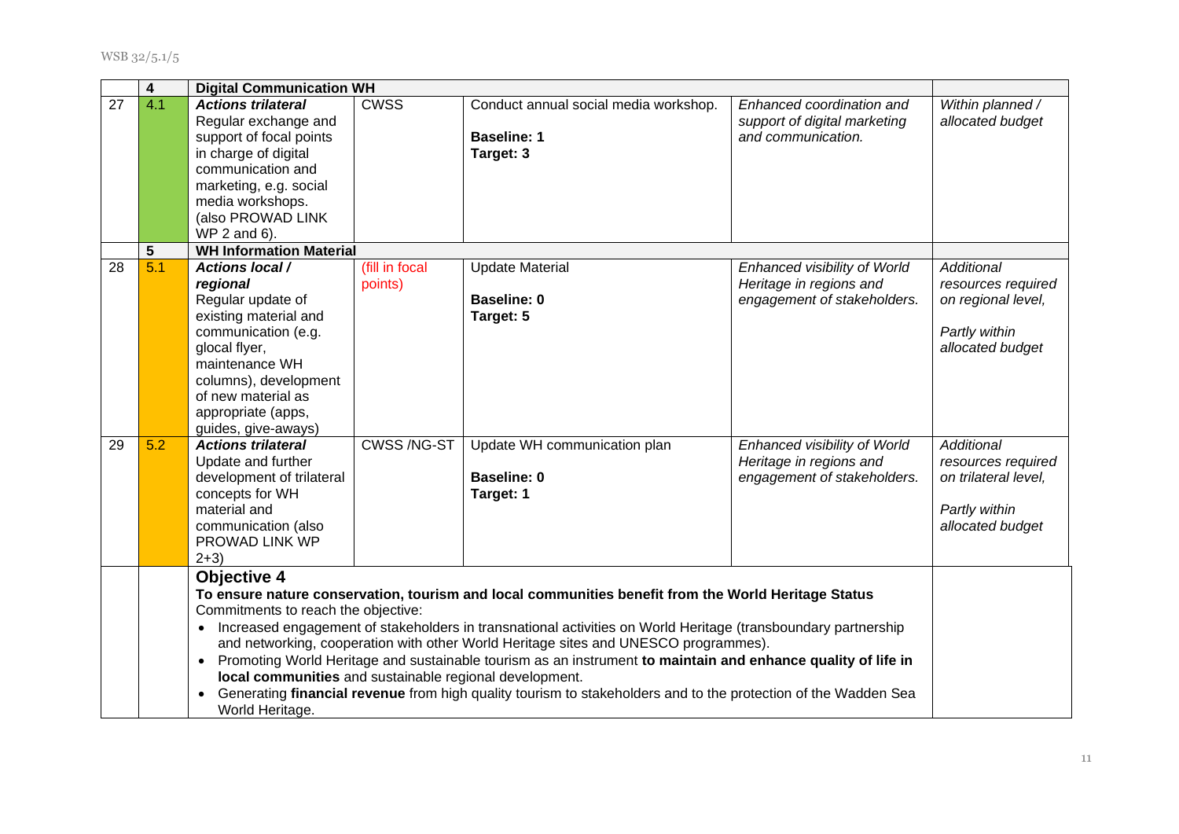| | | | | | | |
|---|---|---|---|---|---|---|
| | **4** | **Digital Communication WH** | | | | |
| 27 | 4.1 | ***Actions trilateral*** Regular exchange and support of focal points in charge of digital communication and marketing, e.g. social media workshops. (also PROWAD LINK WP 2 and 6). | CWSS | Conduct annual social media workshop. **Baseline: 1** **Target: 3** | *Enhanced coordination and support of digital marketing and communication.* | *Within planned / allocated budget* |
| | **5** | **WH Information Material** | | | | |
| 28 | 5.1 | ***Actions local / regional*** Regular update of existing material and communication (e.g. glocal flyer, maintenance WH columns), development of new material as appropriate (apps, guides, give-aways) | (fill in focal points) | Update Material **Baseline: 0** **Target: 5** | *Enhanced visibility of World Heritage in regions and engagement of stakeholders.* | *Additional resources required on regional level,* *Partly within allocated budget* |
| 29 | 5.2 | ***Actions trilateral*** Update and further development of trilateral concepts for WH material and communication (also PROWAD LINK WP 2+3) | CWSS /NG-ST | Update WH communication plan **Baseline: 0** **Target: 1** | *Enhanced visibility of World Heritage in regions and engagement of stakeholders.* | *Additional resources required on trilateral level,* *Partly within allocated budget* |

## Objective 4

**To ensure nature conservation, tourism and local communities benefit from the World Heritage Status**

Commitments to reach the objective:

- Increased engagement of stakeholders in transnational activities on World Heritage (transboundary partnership and networking, cooperation with other World Heritage sites and UNESCO programmes).
- Promoting World Heritage and sustainable tourism as an instrument **to maintain and enhance quality of life in local communities** and sustainable regional development.
- Generating **financial revenue** from high quality tourism to stakeholders and to the protection of the Wadden Sea World Heritage.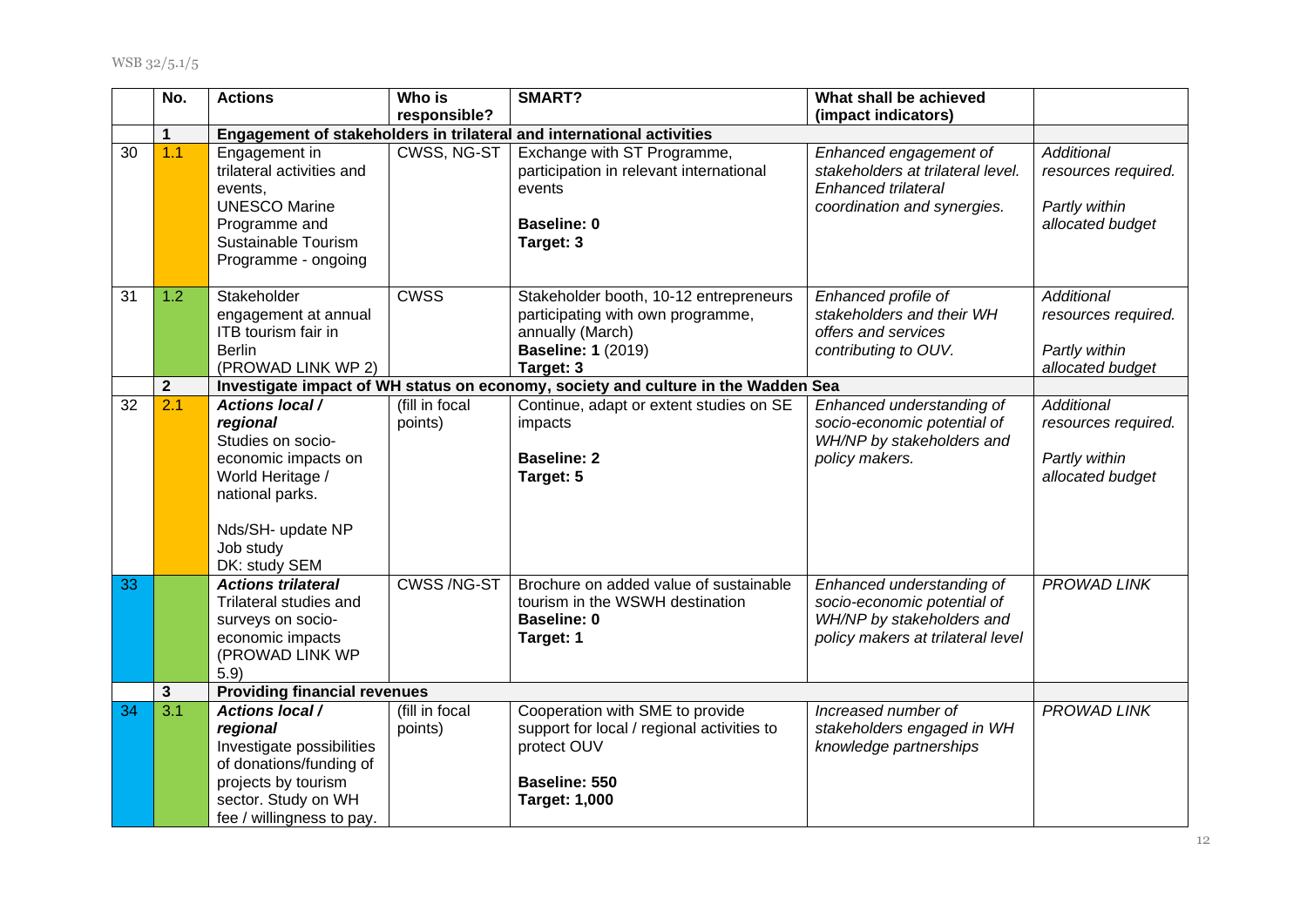|  | No. | Actions | Who is responsible? | SMART? | What shall be achieved (impact indicators) |  |
|---|---|---|---|---|---|---|
|  | **1** | **Engagement of stakeholders in trilateral and international activities** |  |  |  |  |
| 30 | 1.1 | Engagement in trilateral activities and events, UNESCO Marine Programme and Sustainable Tourism Programme - ongoing | CWSS, NG-ST | Exchange with ST Programme, participation in relevant international events<br><br>**Baseline: 0**<br>**Target: 3** | *Enhanced engagement of stakeholders at trilateral level. Enhanced trilateral coordination and synergies.* | *Additional resources required.*<br><br>*Partly within allocated budget* |
| 31 | 1.2 | Stakeholder engagement at annual ITB tourism fair in Berlin (PROWAD LINK WP 2) | CWSS | Stakeholder booth, 10-12 entrepreneurs participating with own programme, annually (March)<br>**Baseline: 1** (2019)<br>**Target: 3** | *Enhanced profile of stakeholders and their WH offers and services contributing to OUV.* | *Additional resources required.*<br><br>*Partly within allocated budget* |
|  | **2** | **Investigate impact of WH status on economy, society and culture in the Wadden Sea** |  |  |  |  |
| 32 | 2.1 | ***Actions local / regional***<br>Studies on socio-economic impacts on World Heritage / national parks.<br><br>Nds/SH- update NP Job study<br>DK: study SEM | (fill in focal points) | Continue, adapt or extent studies on SE impacts<br><br>**Baseline: 2**<br>**Target: 5** | *Enhanced understanding of socio-economic potential of WH/NP by stakeholders and policy makers.* | *Additional resources required.*<br><br>*Partly within allocated budget* |
| 33 |  | ***Actions trilateral***<br>Trilateral studies and surveys on socio-economic impacts (PROWAD LINK WP 5.9) | CWSS /NG-ST | Brochure on added value of sustainable tourism in the WSWH destination<br>**Baseline: 0**<br>**Target: 1** | *Enhanced understanding of socio-economic potential of WH/NP by stakeholders and policy makers at trilateral level* | *PROWAD LINK* |
|  | **3** | **Providing financial revenues** |  |  |  |  |
| 34 | 3.1 | ***Actions local / regional***<br>Investigate possibilities of donations/funding of projects by tourism sector. Study on WH fee / willingness to pay. | (fill in focal points) | Cooperation with SME to provide support for local / regional activities to protect OUV<br><br>**Baseline: 550**<br>**Target: 1,000** | *Increased number of stakeholders engaged in WH knowledge partnerships* | *PROWAD LINK* |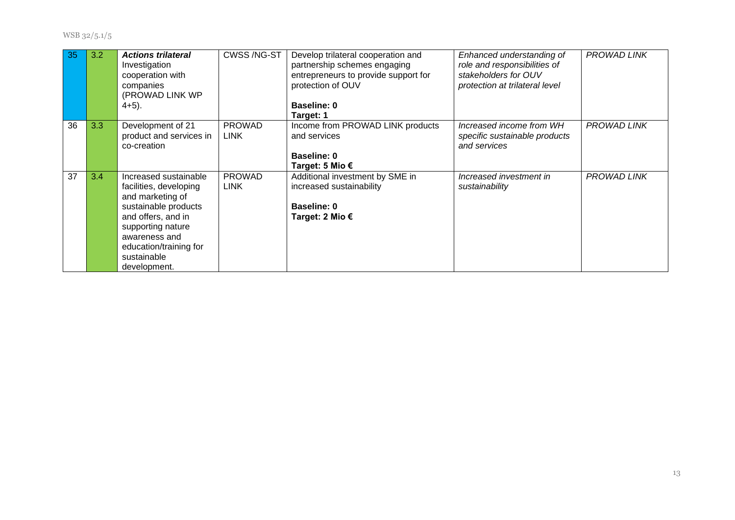| | | | | | | |
|---|---|---|---|---|---|---|
| 35 | 3.2 | ***Actions trilateral*** Investigation cooperation with companies (PROWAD LINK WP 4+5). | CWSS /NG-ST | Develop trilateral cooperation and partnership schemes engaging entrepreneurs to provide support for protection of OUV<br><br>**Baseline: 0**<br>**Target: 1** | *Enhanced understanding of role and responsibilities of stakeholders for OUV protection at trilateral level* | *PROWAD LINK* |
| 36 | 3.3 | Development of 21 product and services in co-creation | PROWAD LINK | Income from PROWAD LINK products and services<br><br>**Baseline: 0**<br>**Target: 5 Mio €** | *Increased income from WH specific sustainable products and services* | *PROWAD LINK* |
| 37 | 3.4 | Increased sustainable facilities, developing and marketing of sustainable products and offers, and in supporting nature awareness and education/training for sustainable development. | PROWAD LINK | Additional investment by SME in increased sustainability<br><br>**Baseline: 0**<br>**Target: 2 Mio €** | *Increased investment in sustainability* | *PROWAD LINK* |